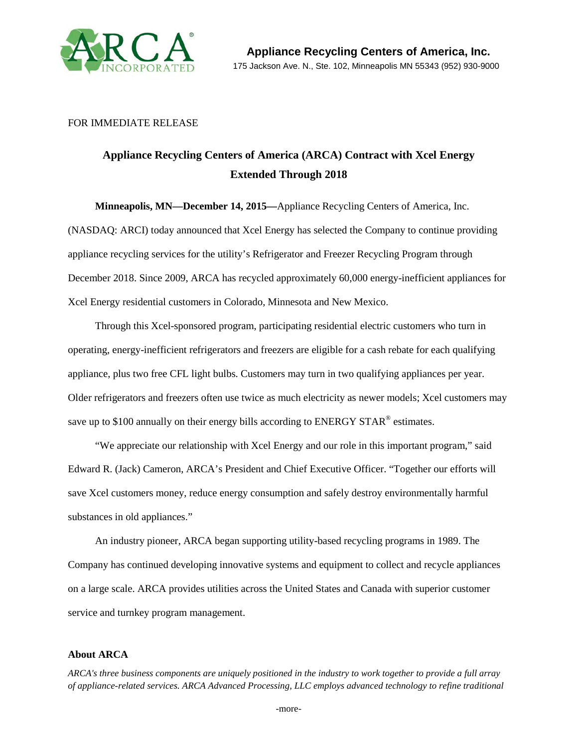**Appliance Recycling Centers of America, Inc.**
175 Jackson Ave. N., Ste. 102, Minneapolis MN 55343 (952) 930-9000

FOR IMMEDIATE RELEASE

# Appliance Recycling Centers of America (ARCA) Contract with Xcel Energy Extended Through 2018

**Minneapolis, MN—December 14, 2015—**Appliance Recycling Centers of America, Inc. (NASDAQ: ARCI) today announced that Xcel Energy has selected the Company to continue providing appliance recycling services for the utility's Refrigerator and Freezer Recycling Program through December 2018. Since 2009, ARCA has recycled approximately 60,000 energy-inefficient appliances for Xcel Energy residential customers in Colorado, Minnesota and New Mexico.

Through this Xcel-sponsored program, participating residential electric customers who turn in operating, energy-inefficient refrigerators and freezers are eligible for a cash rebate for each qualifying appliance, plus two free CFL light bulbs. Customers may turn in two qualifying appliances per year. Older refrigerators and freezers often use twice as much electricity as newer models; Xcel customers may save up to $100 annually on their energy bills according to ENERGY STAR® estimates.

"We appreciate our relationship with Xcel Energy and our role in this important program," said Edward R. (Jack) Cameron, ARCA's President and Chief Executive Officer. "Together our efforts will save Xcel customers money, reduce energy consumption and safely destroy environmentally harmful substances in old appliances."

An industry pioneer, ARCA began supporting utility-based recycling programs in 1989. The Company has continued developing innovative systems and equipment to collect and recycle appliances on a large scale. ARCA provides utilities across the United States and Canada with superior customer service and turnkey program management.

## About ARCA

*ARCA's three business components are uniquely positioned in the industry to work together to provide a full array of appliance-related services. ARCA Advanced Processing, LLC employs advanced technology to refine traditional*

-more-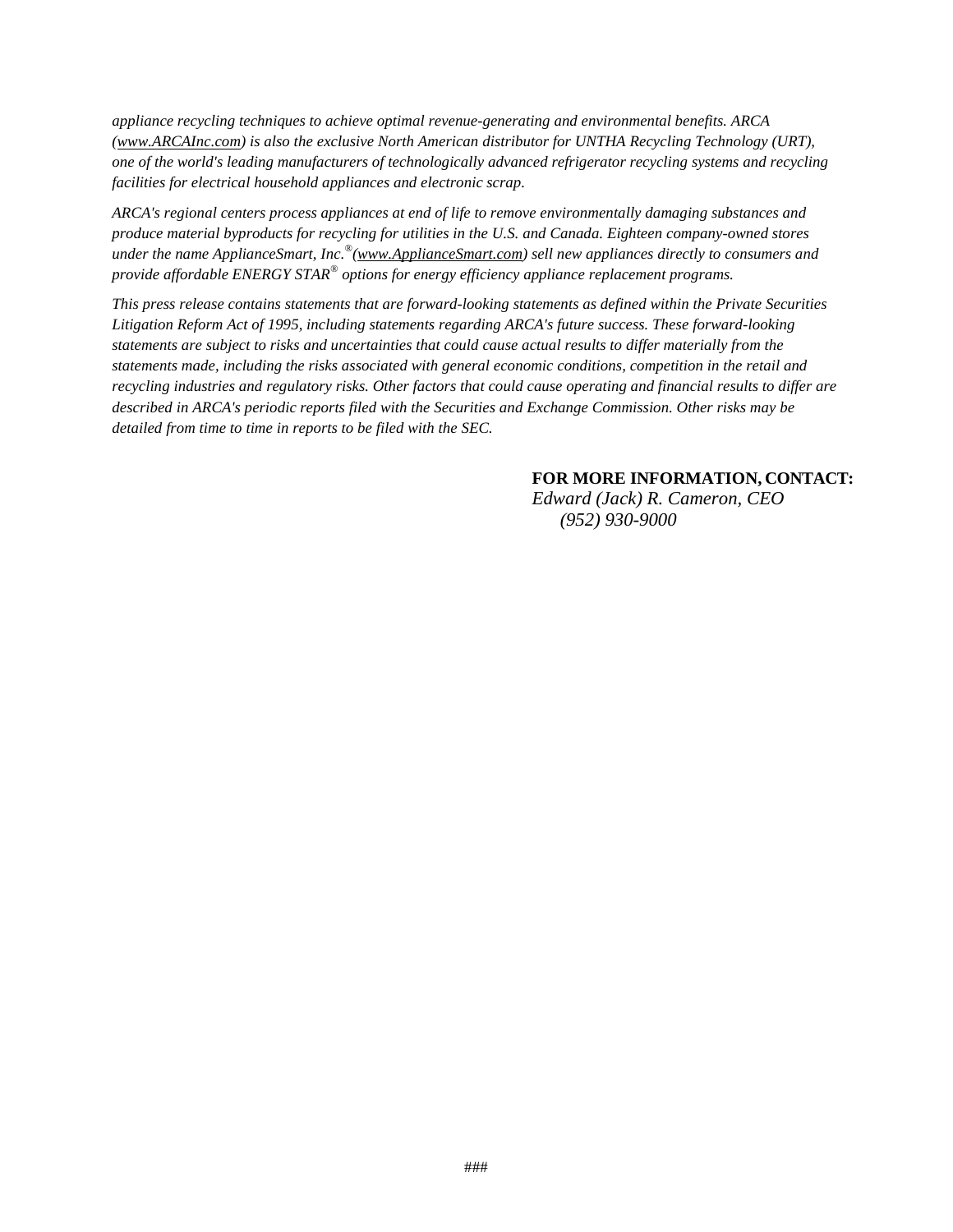*appliance recycling techniques to achieve optimal revenue-generating and environmental benefits. ARCA (www.ARCAInc.com) is also the exclusive North American distributor for UNTHA Recycling Technology (URT), one of the world's leading manufacturers of technologically advanced refrigerator recycling systems and recycling facilities for electrical household appliances and electronic scrap.*

*ARCA's regional centers process appliances at end of life to remove environmentally damaging substances and produce material byproducts for recycling for utilities in the U.S. and Canada. Eighteen company-owned stores under the name ApplianceSmart, Inc.® (www.ApplianceSmart.com) sell new appliances directly to consumers and provide affordable ENERGY STAR® options for energy efficiency appliance replacement programs.*

*This press release contains statements that are forward-looking statements as defined within the Private Securities Litigation Reform Act of 1995, including statements regarding ARCA's future success. These forward-looking statements are subject to risks and uncertainties that could cause actual results to differ materially from the statements made, including the risks associated with general economic conditions, competition in the retail and recycling industries and regulatory risks. Other factors that could cause operating and financial results to differ are described in ARCA's periodic reports filed with the Securities and Exchange Commission. Other risks may be detailed from time to time in reports to be filed with the SEC.*

**FOR MORE INFORMATION, CONTACT:**
*Edward (Jack) R. Cameron, CEO*
*(952) 930-9000*

###